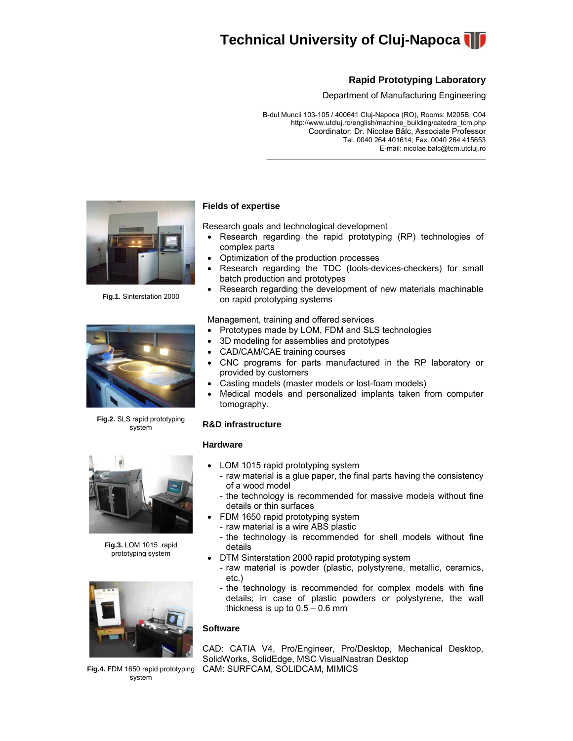# Technical University of Cluj-Napoca

## Rapid Prototyping Laboratory

Department of Manufacturing Engineering

B-dul Muncii 103-105 / 400641 Cluj-Napoca (RO), Rooms: M205B, C04
http://www.utcluj.ro/english/machine_building/catedra_tcm.php
Coordinator: Dr. Nicolae Bâlc, Associate Professor
Tel. 0040 264 401614; Fax. 0040 264 415653
E-mail: nicolae.balc@tcm.utcluj.ro

---

**Fig.1.** Sinterstation 2000

**Fig.2.** SLS rapid prototyping system

**Fig.3.** LOM 1015 rapid prototyping system

**Fig.4.** FDM 1650 rapid prototyping system

### Fields of expertise

Research goals and technological development

- Research regarding the rapid prototyping (RP) technologies of complex parts
- Optimization of the production processes
- Research regarding the TDC (tools-devices-checkers) for small batch production and prototypes
- Research regarding the development of new materials machinable on rapid prototyping systems

Management, training and offered services

- Prototypes made by LOM, FDM and SLS technologies
- 3D modeling for assemblies and prototypes
- CAD/CAM/CAE training courses
- CNC programs for parts manufactured in the RP laboratory or provided by customers
- Casting models (master models or lost-foam models)
- Medical models and personalized implants taken from computer tomography.

### R&D infrastructure

#### Hardware

- LOM 1015 rapid prototyping system
  - raw material is a glue paper, the final parts having the consistency of a wood model
  - the technology is recommended for massive models without fine details or thin surfaces
- FDM 1650 rapid prototyping system
  - raw material is a wire ABS plastic
  - the technology is recommended for shell models without fine details
- DTM Sinterstation 2000 rapid prototyping system
  - raw material is powder (plastic, polystyrene, metallic, ceramics, etc.)
  - the technology is recommended for complex models with fine details; in case of plastic powders or polystyrene, the wall thickness is up to 0.5 – 0.6 mm

#### Software

CAD: CATIA V4, Pro/Engineer, Pro/Desktop, Mechanical Desktop, SolidWorks, SolidEdge, MSC VisualNastran Desktop
CAM: SURFCAM, SOLIDCAM, MIMICS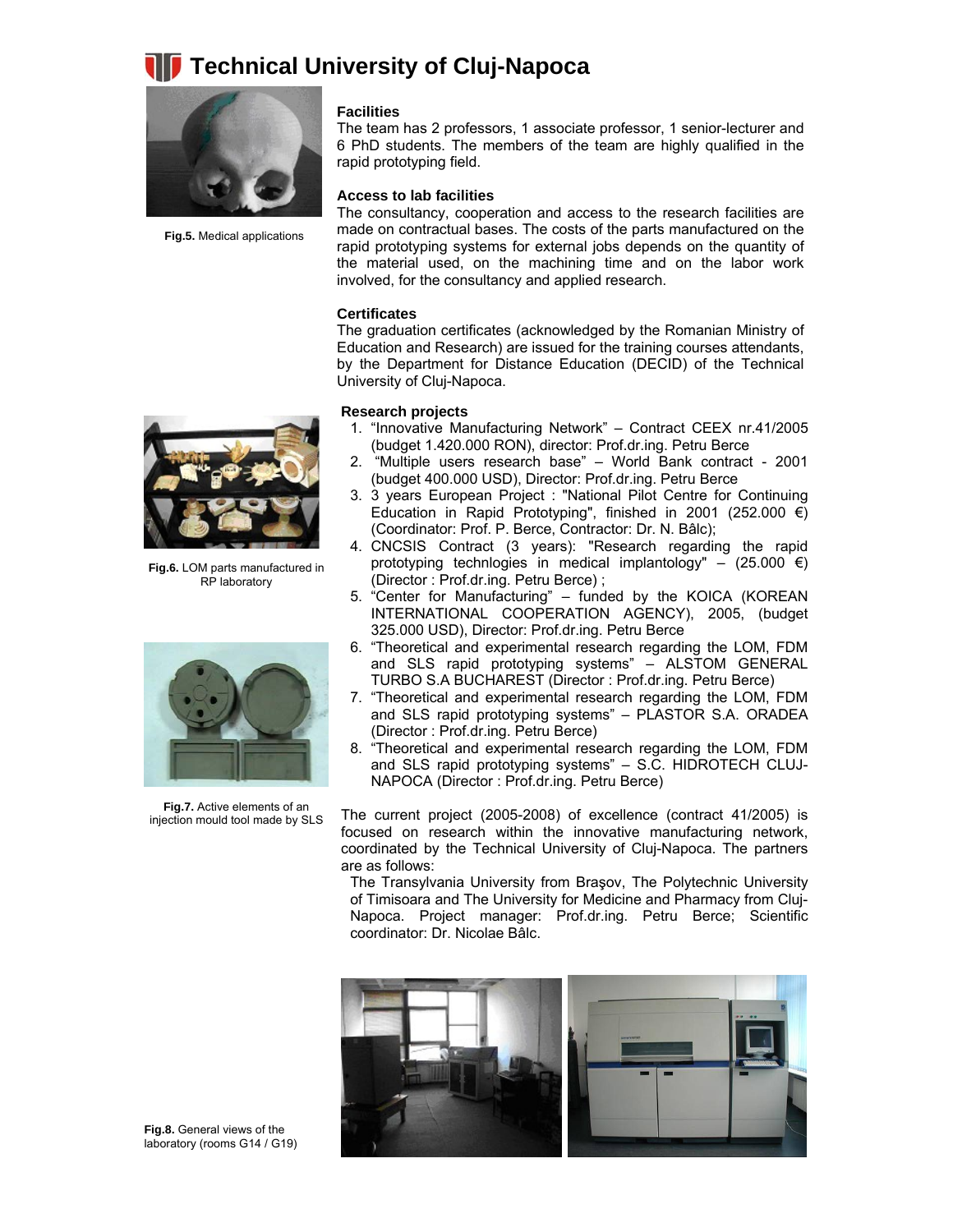# Technical University of Cluj-Napoca

Fig.5. Medical applications

### Facilities

The team has 2 professors, 1 associate professor, 1 senior-lecturer and 6 PhD students. The members of the team are highly qualified in the rapid prototyping field.

### Access to lab facilities

The consultancy, cooperation and access to the research facilities are made on contractual bases. The costs of the parts manufactured on the rapid prototyping systems for external jobs depends on the quantity of the material used, on the machining time and on the labor work involved, for the consultancy and applied research.

### Certificates

The graduation certificates (acknowledged by the Romanian Ministry of Education and Research) are issued for the training courses attendants, by the Department for Distance Education (DECID) of the Technical University of Cluj-Napoca.

### Research projects

1. “Innovative Manufacturing Network” – Contract CEEX nr.41/2005 (budget 1.420.000 RON), director: Prof.dr.ing. Petru Berce
2. “Multiple users research base” – World Bank contract - 2001 (budget 400.000 USD), Director: Prof.dr.ing. Petru Berce
3. 3 years European Project : "National Pilot Centre for Continuing Education in Rapid Prototyping", finished in 2001 (252.000 €) (Coordinator: Prof. P. Berce, Contractor: Dr. N. Bâlc);
4. CNCSIS Contract (3 years): "Research regarding the rapid prototyping technlogies in medical implantology" – (25.000 €) (Director : Prof.dr.ing. Petru Berce) ;
5. “Center for Manufacturing” – funded by the KOICA (KOREAN INTERNATIONAL COOPERATION AGENCY), 2005, (budget 325.000 USD), Director: Prof.dr.ing. Petru Berce
6. “Theoretical and experimental research regarding the LOM, FDM and SLS rapid prototyping systems” – ALSTOM GENERAL TURBO S.A BUCHAREST (Director : Prof.dr.ing. Petru Berce)
7. “Theoretical and experimental research regarding the LOM, FDM and SLS rapid prototyping systems” – PLASTOR S.A. ORADEA (Director : Prof.dr.ing. Petru Berce)
8. “Theoretical and experimental research regarding the LOM, FDM and SLS rapid prototyping systems” – S.C. HIDROTECH CLUJ-NAPOCA (Director : Prof.dr.ing. Petru Berce)

Fig.6. LOM parts manufactured in RP laboratory

Fig.7. Active elements of an injection mould tool made by SLS

The current project (2005-2008) of excellence (contract 41/2005) is focused on research within the innovative manufacturing network, coordinated by the Technical University of Cluj-Napoca. The partners are as follows:

The Transylvania University from Braşov, The Polytechnic University of Timisoara and The University for Medicine and Pharmacy from Cluj-Napoca. Project manager: Prof.dr.ing. Petru Berce; Scientific coordinator: Dr. Nicolae Bâlc.

Fig.8. General views of the laboratory (rooms G14 / G19)